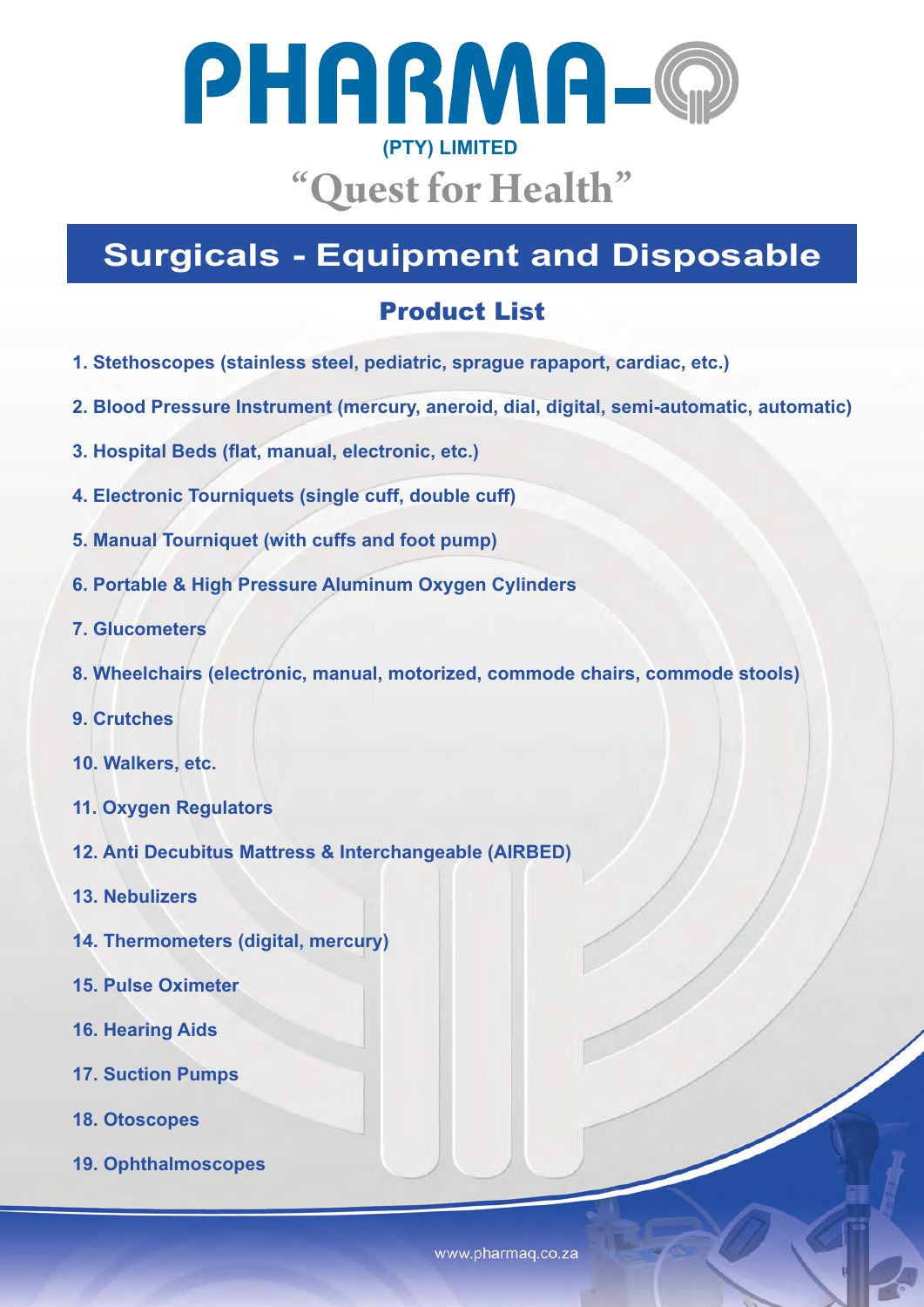# PHARMA-Q

**(PTY) LIMITED**

"Quest for Health"

## Surgicals - Equipment and Disposable

### Product List

1. Stethoscopes (stainless steel, pediatric, sprague rapaport, cardiac, etc.)
2. Blood Pressure Instrument (mercury, aneroid, dial, digital, semi-automatic, automatic)
3. Hospital Beds (flat, manual, electronic, etc.)
4. Electronic Tourniquets (single cuff, double cuff)
5. Manual Tourniquet (with cuffs and foot pump)
6. Portable & High Pressure Aluminum Oxygen Cylinders
7. Glucometers
8. Wheelchairs (electronic, manual, motorized, commode chairs, commode stools)
9. Crutches
10. Walkers, etc.
11. Oxygen Regulators
12. Anti Decubitus Mattress & Interchangeable (AIRBED)
13. Nebulizers
14. Thermometers (digital, mercury)
15. Pulse Oximeter
16. Hearing Aids
17. Suction Pumps
18. Otoscopes
19. Ophthalmoscopes

www.pharmaq.co.za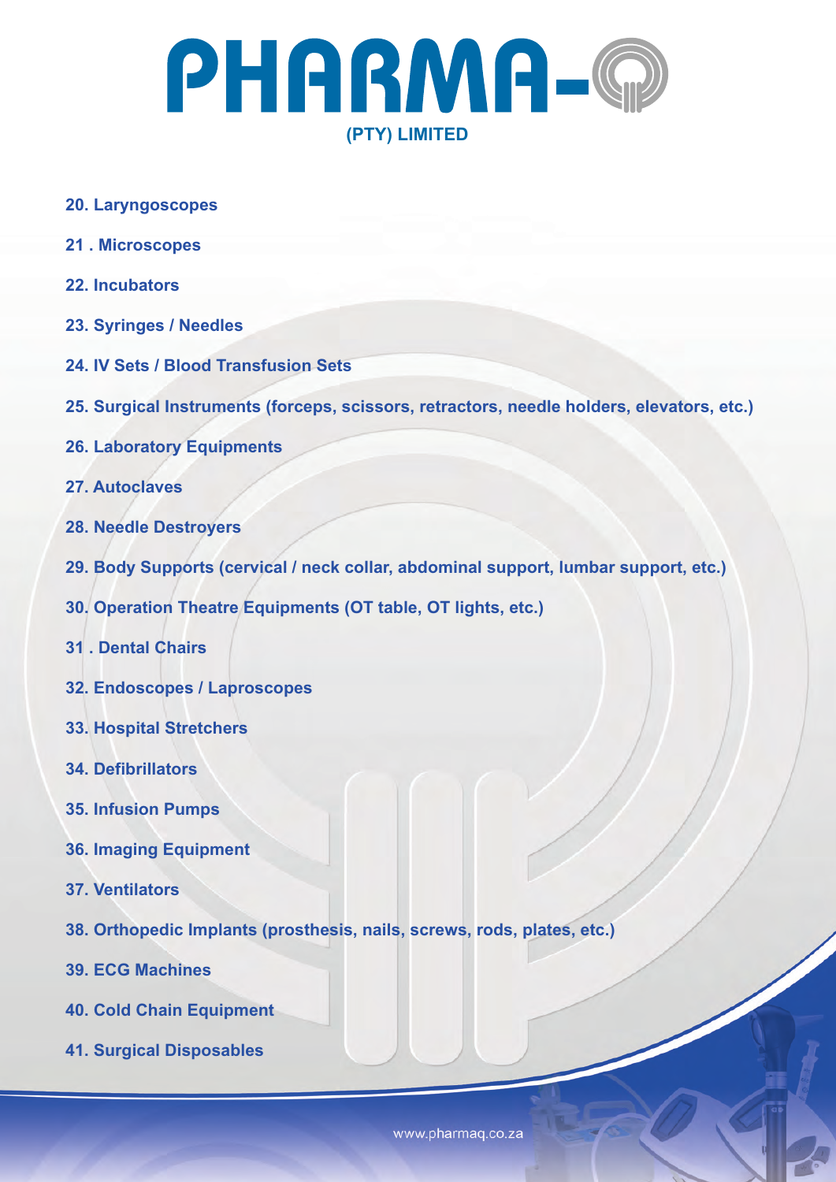# PHARMA-Q

(PTY) LIMITED

20. Laryngoscopes
21. Microscopes
22. Incubators
23. Syringes / Needles
24. IV Sets / Blood Transfusion Sets
25. Surgical Instruments (forceps, scissors, retractors, needle holders, elevators, etc.)
26. Laboratory Equipments
27. Autoclaves
28. Needle Destroyers
29. Body Supports (cervical / neck collar, abdominal support, lumbar support, etc.)
30. Operation Theatre Equipments (OT table, OT lights, etc.)
31. Dental Chairs
32. Endoscopes / Laproscopes
33. Hospital Stretchers
34. Defibrillators
35. Infusion Pumps
36. Imaging Equipment
37. Ventilators
38. Orthopedic Implants (prosthesis, nails, screws, rods, plates, etc.)
39. ECG Machines
40. Cold Chain Equipment
41. Surgical Disposables

www.pharmaq.co.za